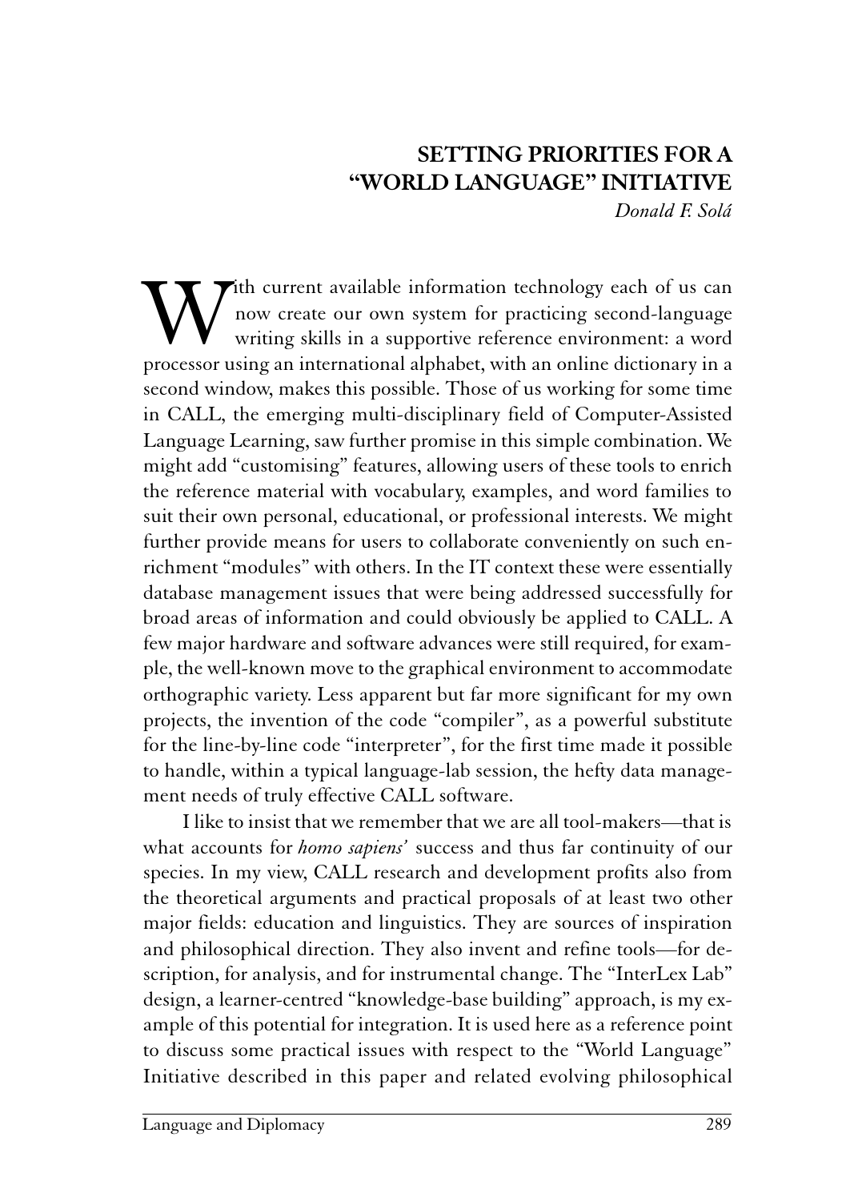# SETTING PRIORITIES FOR A "WORLD LANGUAGE" INITIATIVE

*Donald F. Solá*

With current available information technology each of us can now create our own system for practicing second-language writing skills in a supportive reference environment: a word processor using an international alphabet, with an online dictionary in a second window, makes this possible. Those of us working for some time in CALL, the emerging multi-disciplinary field of Computer-Assisted Language Learning, saw further promise in this simple combination. We might add "customising" features, allowing users of these tools to enrich the reference material with vocabulary, examples, and word families to suit their own personal, educational, or professional interests. We might further provide means for users to collaborate conveniently on such enrichment "modules" with others. In the IT context these were essentially database management issues that were being addressed successfully for broad areas of information and could obviously be applied to CALL. A few major hardware and software advances were still required, for example, the well-known move to the graphical environment to accommodate orthographic variety. Less apparent but far more significant for my own projects, the invention of the code "compiler", as a powerful substitute for the line-by-line code "interpreter", for the first time made it possible to handle, within a typical language-lab session, the hefty data management needs of truly effective CALL software.

I like to insist that we remember that we are all tool-makers—that is what accounts for *homo sapiens'* success and thus far continuity of our species. In my view, CALL research and development profits also from the theoretical arguments and practical proposals of at least two other major fields: education and linguistics. They are sources of inspiration and philosophical direction. They also invent and refine tools—for description, for analysis, and for instrumental change. The "InterLex Lab" design, a learner-centred "knowledge-base building" approach, is my example of this potential for integration. It is used here as a reference point to discuss some practical issues with respect to the "World Language" Initiative described in this paper and related evolving philosophical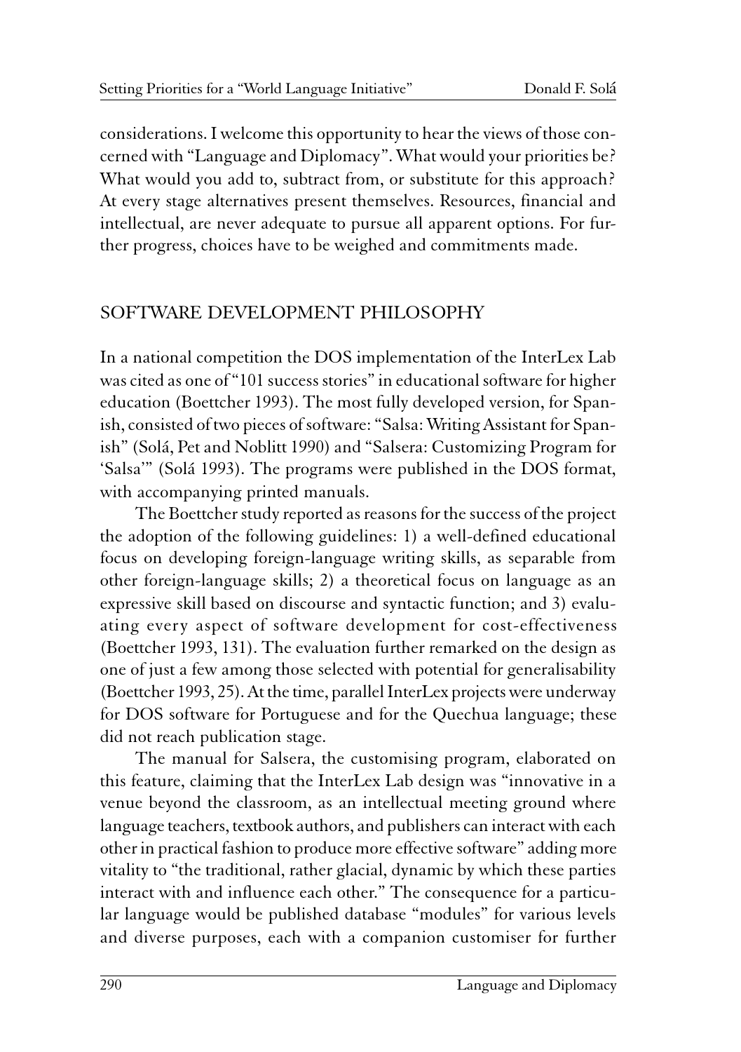considerations. I welcome this opportunity to hear the views of those concerned with "Language and Diplomacy". What would your priorities be? What would you add to, subtract from, or substitute for this approach? At every stage alternatives present themselves. Resources, financial and intellectual, are never adequate to pursue all apparent options. For further progress, choices have to be weighed and commitments made.

## SOFTWARE DEVELOPMENT PHILOSOPHY

In a national competition the DOS implementation of the InterLex Lab was cited as one of "101 success stories" in educational software for higher education (Boettcher 1993). The most fully developed version, for Spanish, consisted of two pieces of software: "Salsa: Writing Assistant for Spanish" (Solá, Pet and Noblitt 1990) and "Salsera: Customizing Program for 'Salsa'" (Solá 1993). The programs were published in the DOS format, with accompanying printed manuals.

The Boettcher study reported as reasons for the success of the project the adoption of the following guidelines: 1) a well-defined educational focus on developing foreign-language writing skills, as separable from other foreign-language skills; 2) a theoretical focus on language as an expressive skill based on discourse and syntactic function; and 3) evaluating every aspect of software development for cost-effectiveness (Boettcher 1993, 131). The evaluation further remarked on the design as one of just a few among those selected with potential for generalisability (Boettcher 1993, 25). At the time, parallel InterLex projects were underway for DOS software for Portuguese and for the Quechua language; these did not reach publication stage.

The manual for Salsera, the customising program, elaborated on this feature, claiming that the InterLex Lab design was "innovative in a venue beyond the classroom, as an intellectual meeting ground where language teachers, textbook authors, and publishers can interact with each other in practical fashion to produce more effective software" adding more vitality to "the traditional, rather glacial, dynamic by which these parties interact with and influence each other." The consequence for a particular language would be published database "modules" for various levels and diverse purposes, each with a companion customiser for further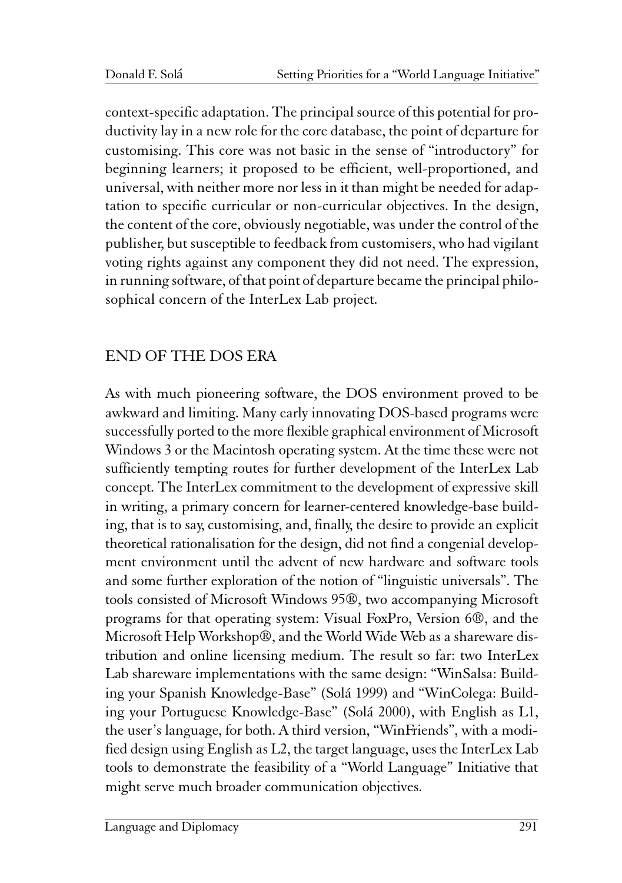context-specific adaptation. The principal source of this potential for productivity lay in a new role for the core database, the point of departure for customising. This core was not basic in the sense of "introductory" for beginning learners; it proposed to be efficient, well-proportioned, and universal, with neither more nor less in it than might be needed for adaptation to specific curricular or non-curricular objectives. In the design, the content of the core, obviously negotiable, was under the control of the publisher, but susceptible to feedback from customisers, who had vigilant voting rights against any component they did not need. The expression, in running software, of that point of departure became the principal philosophical concern of the InterLex Lab project.

## END OF THE DOS ERA

As with much pioneering software, the DOS environment proved to be awkward and limiting. Many early innovating DOS-based programs were successfully ported to the more flexible graphical environment of Microsoft Windows 3 or the Macintosh operating system. At the time these were not sufficiently tempting routes for further development of the InterLex Lab concept. The InterLex commitment to the development of expressive skill in writing, a primary concern for learner-centered knowledge-base building, that is to say, customising, and, finally, the desire to provide an explicit theoretical rationalisation for the design, did not find a congenial development environment until the advent of new hardware and software tools and some further exploration of the notion of "linguistic universals". The tools consisted of Microsoft Windows 95®, two accompanying Microsoft programs for that operating system: Visual FoxPro, Version 6®, and the Microsoft Help Workshop®, and the World Wide Web as a shareware distribution and online licensing medium. The result so far: two InterLex Lab shareware implementations with the same design: "WinSalsa: Building your Spanish Knowledge-Base" (Solá 1999) and "WinColega: Building your Portuguese Knowledge-Base" (Solá 2000), with English as L1, the user's language, for both. A third version, "WinFriends", with a modified design using English as L2, the target language, uses the InterLex Lab tools to demonstrate the feasibility of a "World Language" Initiative that might serve much broader communication objectives.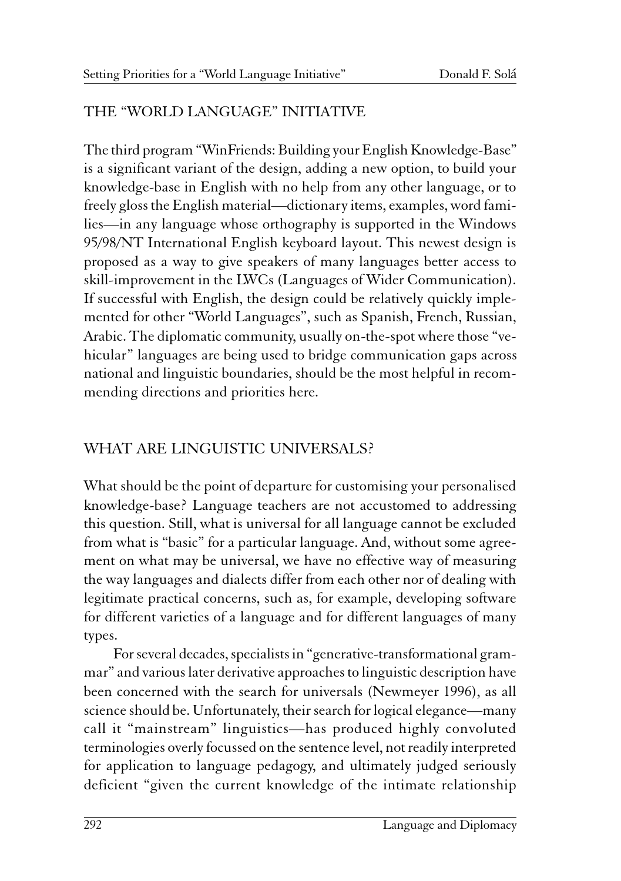## THE "WORLD LANGUAGE" INITIATIVE

The third program "WinFriends: Building your English Knowledge-Base" is a significant variant of the design, adding a new option, to build your knowledge-base in English with no help from any other language, or to freely gloss the English material—dictionary items, examples, word families—in any language whose orthography is supported in the Windows 95/98/NT International English keyboard layout. This newest design is proposed as a way to give speakers of many languages better access to skill-improvement in the LWCs (Languages of Wider Communication). If successful with English, the design could be relatively quickly implemented for other "World Languages", such as Spanish, French, Russian, Arabic. The diplomatic community, usually on-the-spot where those "vehicular" languages are being used to bridge communication gaps across national and linguistic boundaries, should be the most helpful in recommending directions and priorities here.

## WHAT ARE LINGUISTIC UNIVERSALS?

What should be the point of departure for customising your personalised knowledge-base? Language teachers are not accustomed to addressing this question. Still, what is universal for all language cannot be excluded from what is "basic" for a particular language. And, without some agreement on what may be universal, we have no effective way of measuring the way languages and dialects differ from each other nor of dealing with legitimate practical concerns, such as, for example, developing software for different varieties of a language and for different languages of many types.

For several decades, specialists in "generative-transformational grammar" and various later derivative approaches to linguistic description have been concerned with the search for universals (Newmeyer 1996), as all science should be. Unfortunately, their search for logical elegance—many call it "mainstream" linguistics—has produced highly convoluted terminologies overly focussed on the sentence level, not readily interpreted for application to language pedagogy, and ultimately judged seriously deficient "given the current knowledge of the intimate relationship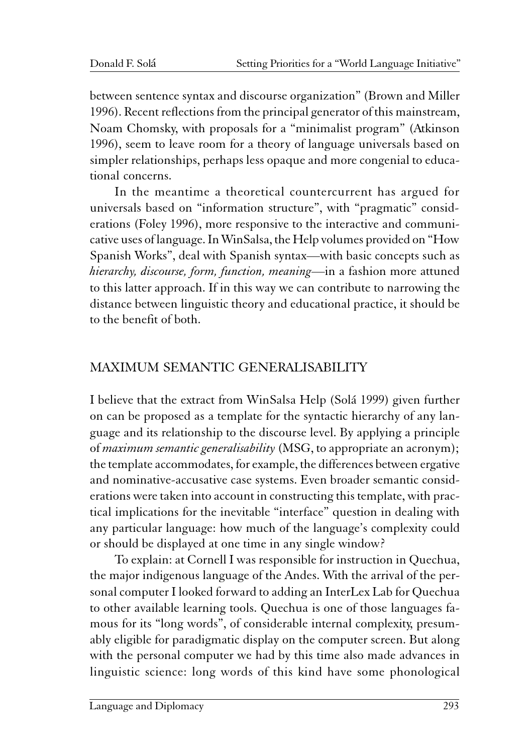between sentence syntax and discourse organization" (Brown and Miller 1996). Recent reflections from the principal generator of this mainstream, Noam Chomsky, with proposals for a "minimalist program" (Atkinson 1996), seem to leave room for a theory of language universals based on simpler relationships, perhaps less opaque and more congenial to educational concerns.

In the meantime a theoretical countercurrent has argued for universals based on "information structure", with "pragmatic" considerations (Foley 1996), more responsive to the interactive and communicative uses of language. In WinSalsa, the Help volumes provided on "How Spanish Works", deal with Spanish syntax—with basic concepts such as *hierarchy, discourse, form, function, meaning*—in a fashion more attuned to this latter approach. If in this way we can contribute to narrowing the distance between linguistic theory and educational practice, it should be to the benefit of both.

## MAXIMUM SEMANTIC GENERALISABILITY

I believe that the extract from WinSalsa Help (Solá 1999) given further on can be proposed as a template for the syntactic hierarchy of any language and its relationship to the discourse level. By applying a principle of *maximum semantic generalisability* (MSG, to appropriate an acronym); the template accommodates, for example, the differences between ergative and nominative-accusative case systems. Even broader semantic considerations were taken into account in constructing this template, with practical implications for the inevitable "interface" question in dealing with any particular language: how much of the language's complexity could or should be displayed at one time in any single window?

To explain: at Cornell I was responsible for instruction in Quechua, the major indigenous language of the Andes. With the arrival of the personal computer I looked forward to adding an InterLex Lab for Quechua to other available learning tools. Quechua is one of those languages famous for its "long words", of considerable internal complexity, presumably eligible for paradigmatic display on the computer screen. But along with the personal computer we had by this time also made advances in linguistic science: long words of this kind have some phonological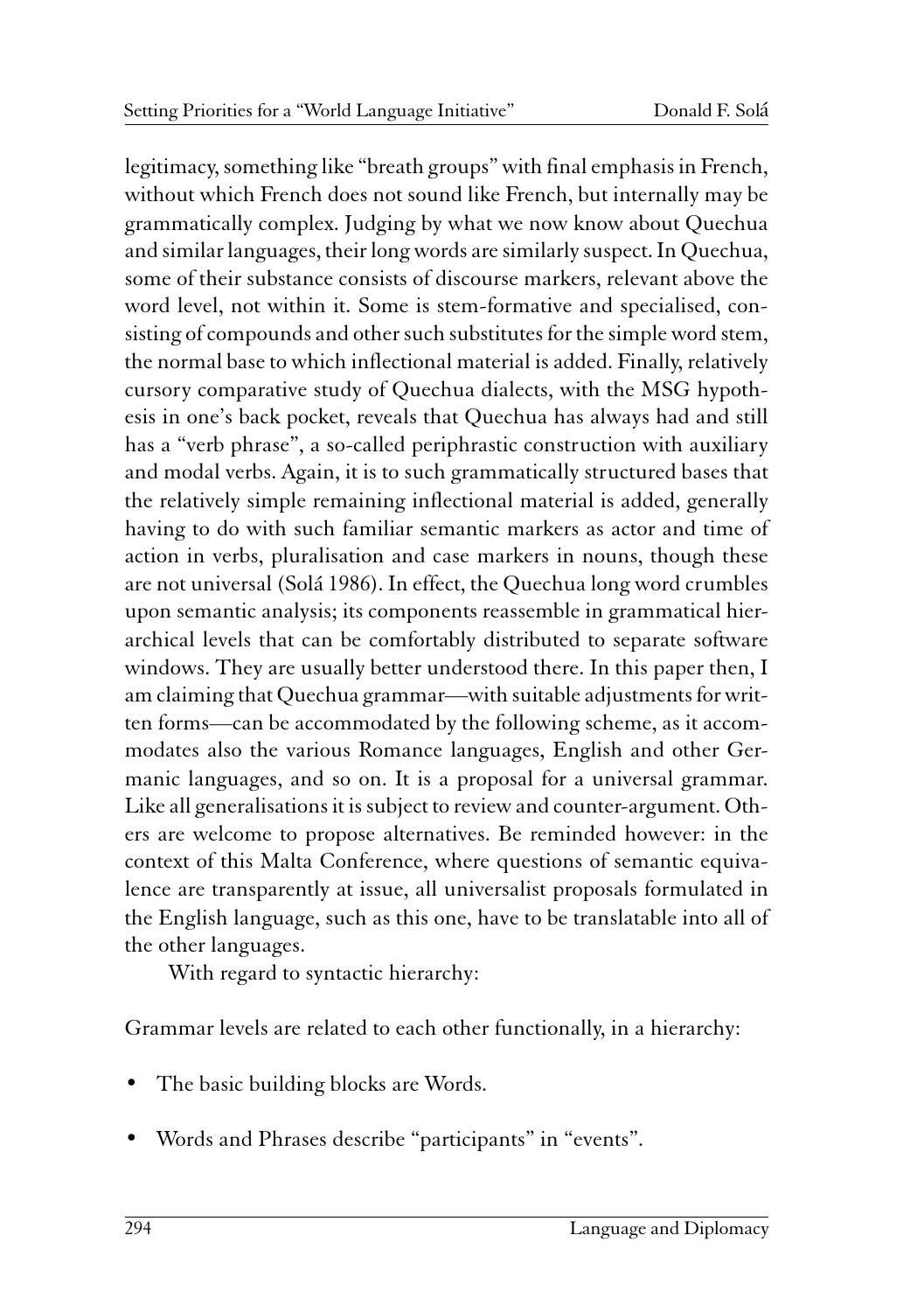legitimacy, something like "breath groups" with final emphasis in French, without which French does not sound like French, but internally may be grammatically complex. Judging by what we now know about Quechua and similar languages, their long words are similarly suspect. In Quechua, some of their substance consists of discourse markers, relevant above the word level, not within it. Some is stem-formative and specialised, consisting of compounds and other such substitutes for the simple word stem, the normal base to which inflectional material is added. Finally, relatively cursory comparative study of Quechua dialects, with the MSG hypothesis in one's back pocket, reveals that Quechua has always had and still has a "verb phrase", a so-called periphrastic construction with auxiliary and modal verbs. Again, it is to such grammatically structured bases that the relatively simple remaining inflectional material is added, generally having to do with such familiar semantic markers as actor and time of action in verbs, pluralisation and case markers in nouns, though these are not universal (Solá 1986). In effect, the Quechua long word crumbles upon semantic analysis; its components reassemble in grammatical hierarchical levels that can be comfortably distributed to separate software windows. They are usually better understood there. In this paper then, I am claiming that Quechua grammar—with suitable adjustments for written forms—can be accommodated by the following scheme, as it accommodates also the various Romance languages, English and other Germanic languages, and so on. It is a proposal for a universal grammar. Like all generalisations it is subject to review and counter-argument. Others are welcome to propose alternatives. Be reminded however: in the context of this Malta Conference, where questions of semantic equivalence are transparently at issue, all universalist proposals formulated in the English language, such as this one, have to be translatable into all of the other languages.

With regard to syntactic hierarchy:

Grammar levels are related to each other functionally, in a hierarchy:

- The basic building blocks are Words.
- Words and Phrases describe "participants" in "events".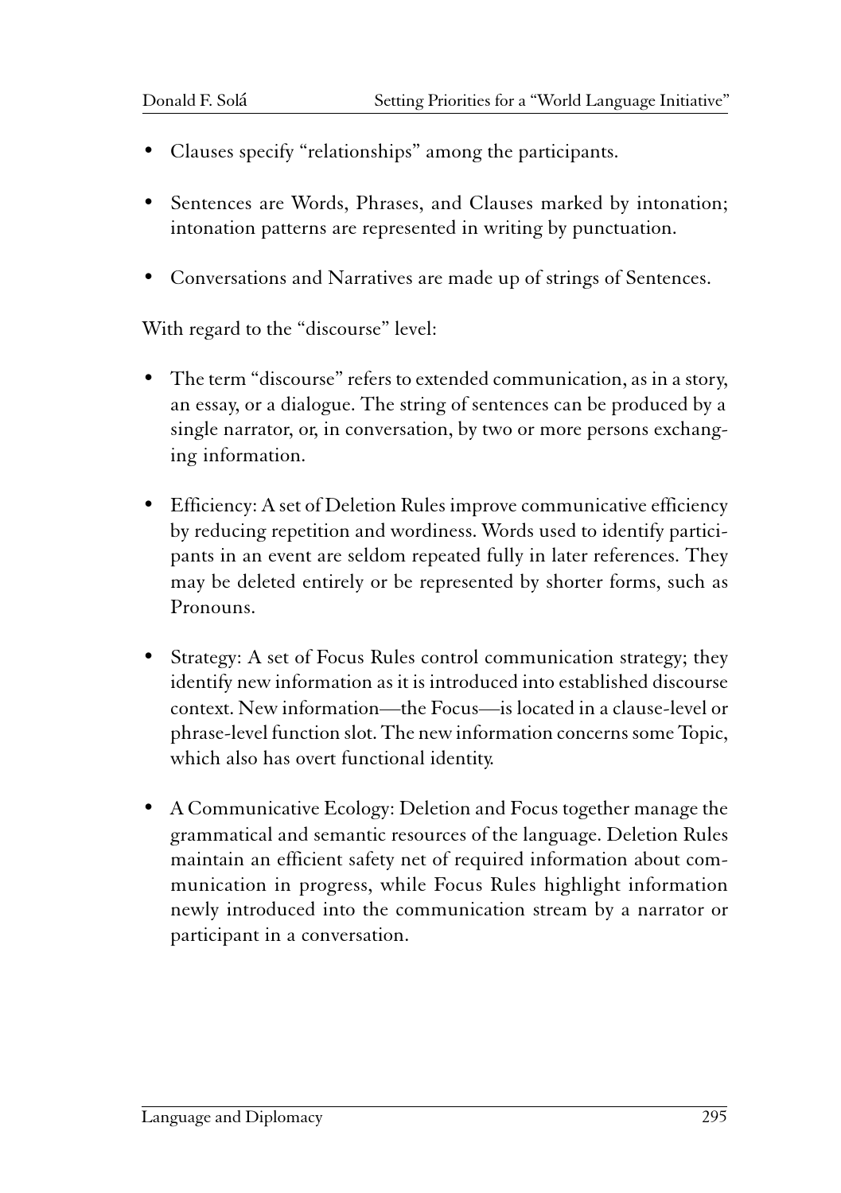- Clauses specify "relationships" among the participants.

- Sentences are Words, Phrases, and Clauses marked by intonation; intonation patterns are represented in writing by punctuation.

- Conversations and Narratives are made up of strings of Sentences.

With regard to the "discourse" level:

- The term "discourse" refers to extended communication, as in a story, an essay, or a dialogue. The string of sentences can be produced by a single narrator, or, in conversation, by two or more persons exchanging information.

- Efficiency: A set of Deletion Rules improve communicative efficiency by reducing repetition and wordiness. Words used to identify participants in an event are seldom repeated fully in later references. They may be deleted entirely or be represented by shorter forms, such as Pronouns.

- Strategy: A set of Focus Rules control communication strategy; they identify new information as it is introduced into established discourse context. New information—the Focus—is located in a clause-level or phrase-level function slot. The new information concerns some Topic, which also has overt functional identity.

- A Communicative Ecology: Deletion and Focus together manage the grammatical and semantic resources of the language. Deletion Rules maintain an efficient safety net of required information about communication in progress, while Focus Rules highlight information newly introduced into the communication stream by a narrator or participant in a conversation.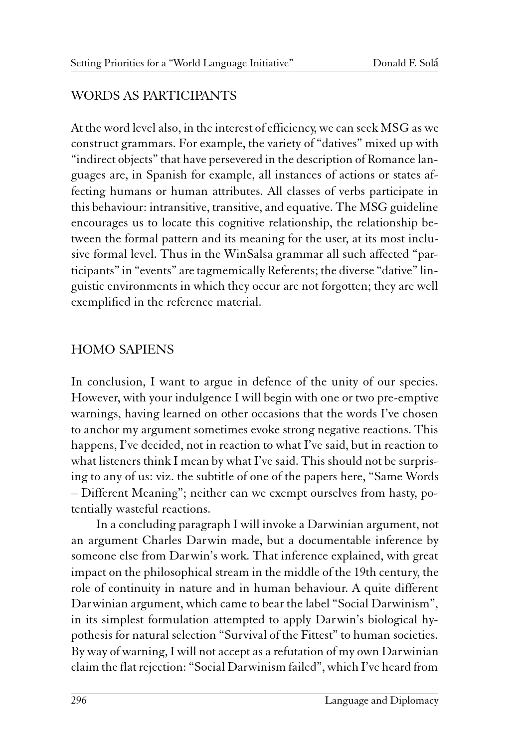## WORDS AS PARTICIPANTS

At the word level also, in the interest of efficiency, we can seek MSG as we construct grammars. For example, the variety of "datives" mixed up with "indirect objects" that have persevered in the description of Romance languages are, in Spanish for example, all instances of actions or states affecting humans or human attributes. All classes of verbs participate in this behaviour: intransitive, transitive, and equative. The MSG guideline encourages us to locate this cognitive relationship, the relationship between the formal pattern and its meaning for the user, at its most inclusive formal level. Thus in the WinSalsa grammar all such affected "participants" in "events" are tagmemically Referents; the diverse "dative" linguistic environments in which they occur are not forgotten; they are well exemplified in the reference material.

## HOMO SAPIENS

In conclusion, I want to argue in defence of the unity of our species. However, with your indulgence I will begin with one or two pre-emptive warnings, having learned on other occasions that the words I've chosen to anchor my argument sometimes evoke strong negative reactions. This happens, I've decided, not in reaction to what I've said, but in reaction to what listeners think I mean by what I've said. This should not be surprising to any of us: viz. the subtitle of one of the papers here, "Same Words – Different Meaning"; neither can we exempt ourselves from hasty, potentially wasteful reactions.

In a concluding paragraph I will invoke a Darwinian argument, not an argument Charles Darwin made, but a documentable inference by someone else from Darwin's work. That inference explained, with great impact on the philosophical stream in the middle of the 19th century, the role of continuity in nature and in human behaviour. A quite different Darwinian argument, which came to bear the label "Social Darwinism", in its simplest formulation attempted to apply Darwin's biological hypothesis for natural selection "Survival of the Fittest" to human societies. By way of warning, I will not accept as a refutation of my own Darwinian claim the flat rejection: "Social Darwinism failed", which I've heard from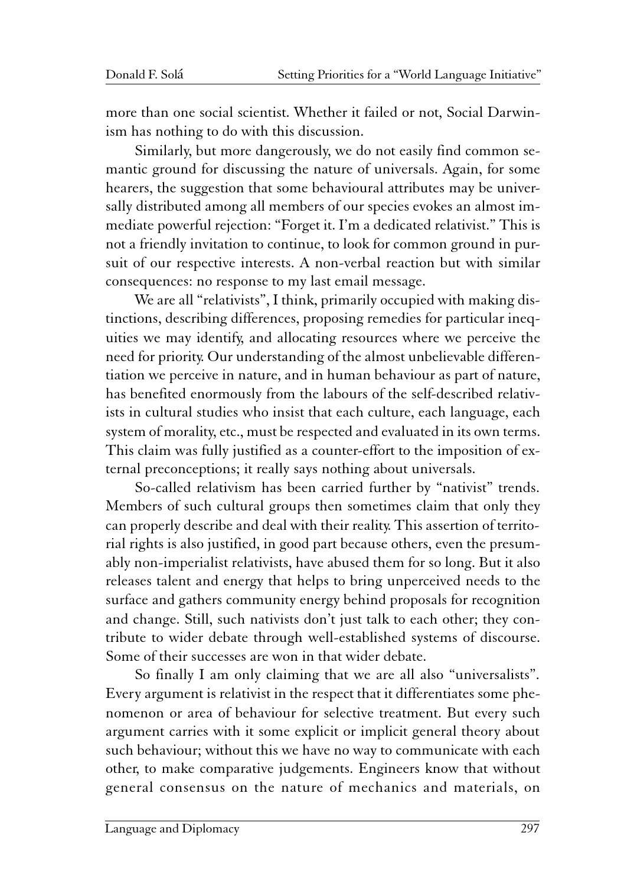more than one social scientist. Whether it failed or not, Social Darwinism has nothing to do with this discussion.

Similarly, but more dangerously, we do not easily find common semantic ground for discussing the nature of universals. Again, for some hearers, the suggestion that some behavioural attributes may be universally distributed among all members of our species evokes an almost immediate powerful rejection: "Forget it. I'm a dedicated relativist." This is not a friendly invitation to continue, to look for common ground in pursuit of our respective interests. A non-verbal reaction but with similar consequences: no response to my last email message.

We are all "relativists", I think, primarily occupied with making distinctions, describing differences, proposing remedies for particular inequities we may identify, and allocating resources where we perceive the need for priority. Our understanding of the almost unbelievable differentiation we perceive in nature, and in human behaviour as part of nature, has benefited enormously from the labours of the self-described relativists in cultural studies who insist that each culture, each language, each system of morality, etc., must be respected and evaluated in its own terms. This claim was fully justified as a counter-effort to the imposition of external preconceptions; it really says nothing about universals.

So-called relativism has been carried further by "nativist" trends. Members of such cultural groups then sometimes claim that only they can properly describe and deal with their reality. This assertion of territorial rights is also justified, in good part because others, even the presumably non-imperialist relativists, have abused them for so long. But it also releases talent and energy that helps to bring unperceived needs to the surface and gathers community energy behind proposals for recognition and change. Still, such nativists don't just talk to each other; they contribute to wider debate through well-established systems of discourse. Some of their successes are won in that wider debate.

So finally I am only claiming that we are all also "universalists". Every argument is relativist in the respect that it differentiates some phenomenon or area of behaviour for selective treatment. But every such argument carries with it some explicit or implicit general theory about such behaviour; without this we have no way to communicate with each other, to make comparative judgements. Engineers know that without general consensus on the nature of mechanics and materials, on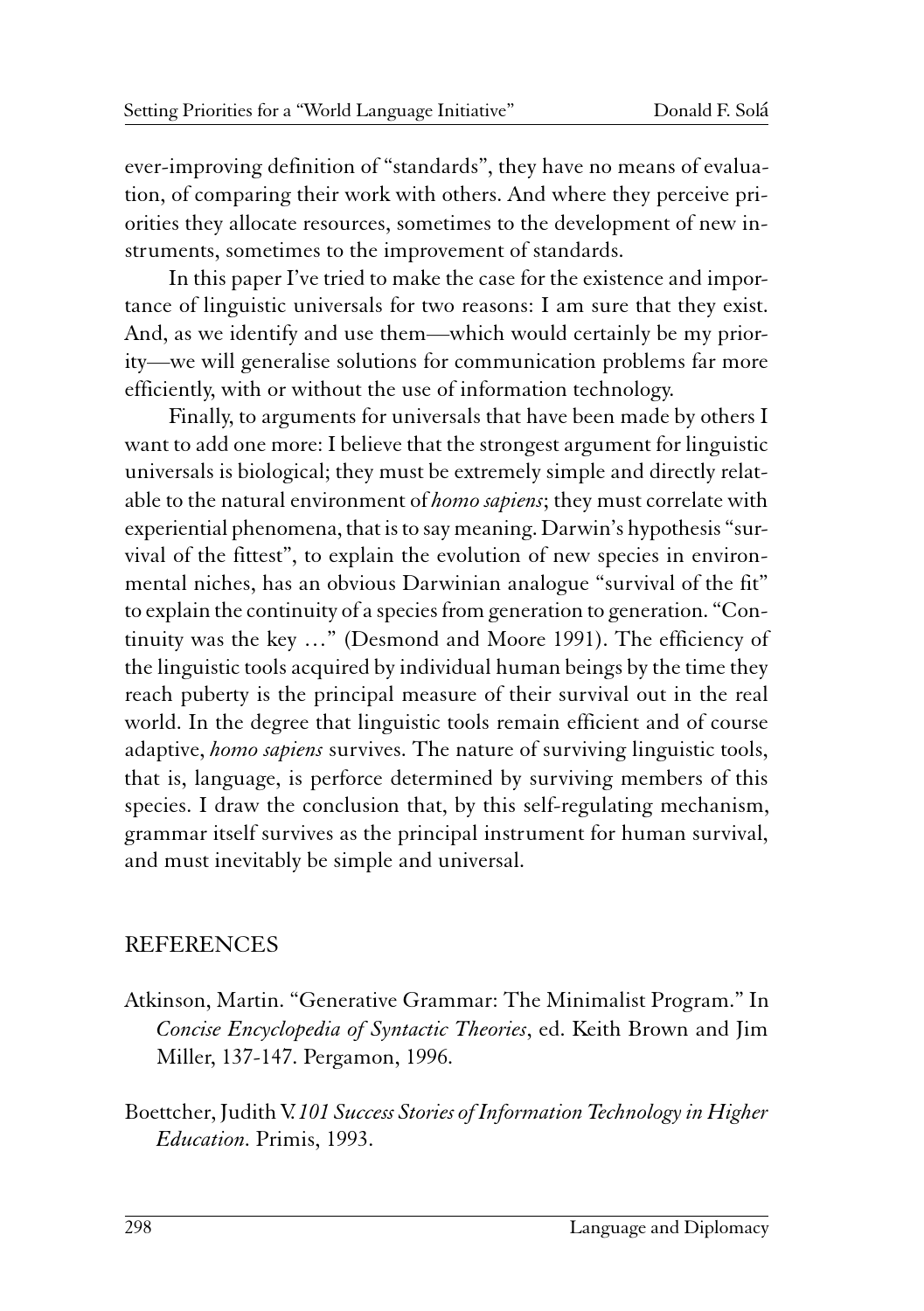ever-improving definition of "standards", they have no means of evaluation, of comparing their work with others. And where they perceive priorities they allocate resources, sometimes to the development of new instruments, sometimes to the improvement of standards.

In this paper I've tried to make the case for the existence and importance of linguistic universals for two reasons: I am sure that they exist. And, as we identify and use them—which would certainly be my priority—we will generalise solutions for communication problems far more efficiently, with or without the use of information technology.

Finally, to arguments for universals that have been made by others I want to add one more: I believe that the strongest argument for linguistic universals is biological; they must be extremely simple and directly relatable to the natural environment of *homo sapiens*; they must correlate with experiential phenomena, that is to say meaning. Darwin's hypothesis "survival of the fittest", to explain the evolution of new species in environmental niches, has an obvious Darwinian analogue "survival of the fit" to explain the continuity of a species from generation to generation. "Continuity was the key …" (Desmond and Moore 1991). The efficiency of the linguistic tools acquired by individual human beings by the time they reach puberty is the principal measure of their survival out in the real world. In the degree that linguistic tools remain efficient and of course adaptive, *homo sapiens* survives. The nature of surviving linguistic tools, that is, language, is perforce determined by surviving members of this species. I draw the conclusion that, by this self-regulating mechanism, grammar itself survives as the principal instrument for human survival, and must inevitably be simple and universal.

## REFERENCES

Atkinson, Martin. "Generative Grammar: The Minimalist Program." In *Concise Encyclopedia of Syntactic Theories*, ed. Keith Brown and Jim Miller, 137-147. Pergamon, 1996.

Boettcher, Judith V. *101 Success Stories of Information Technology in Higher Education*. Primis, 1993.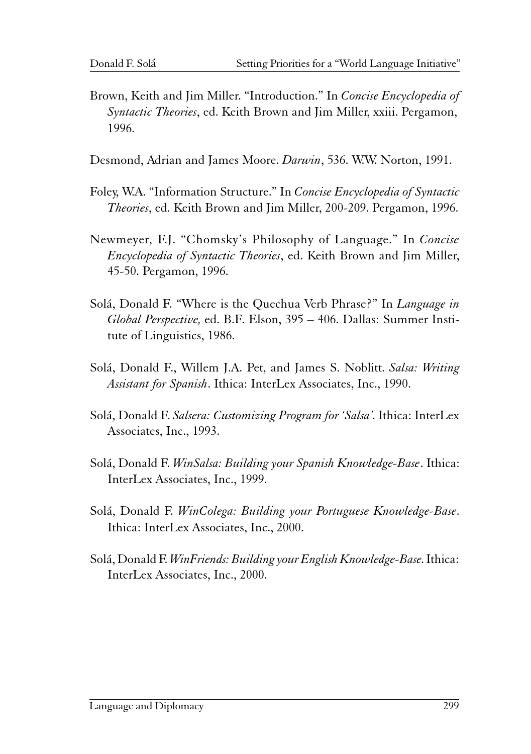Brown, Keith and Jim Miller. "Introduction." In *Concise Encyclopedia of Syntactic Theories*, ed. Keith Brown and Jim Miller, xxiii. Pergamon, 1996.

Desmond, Adrian and James Moore. *Darwin*, 536. W.W. Norton, 1991.

Foley, W.A. "Information Structure." In *Concise Encyclopedia of Syntactic Theories*, ed. Keith Brown and Jim Miller, 200-209. Pergamon, 1996.

Newmeyer, F.J. "Chomsky's Philosophy of Language." In *Concise Encyclopedia of Syntactic Theories*, ed. Keith Brown and Jim Miller, 45-50. Pergamon, 1996.

Solá, Donald F. "Where is the Quechua Verb Phrase?" In *Language in Global Perspective,* ed. B.F. Elson, 395 – 406. Dallas: Summer Institute of Linguistics, 1986.

Solá, Donald F., Willem J.A. Pet, and James S. Noblitt. *Salsa: Writing Assistant for Spanish*. Ithica: InterLex Associates, Inc., 1990.

Solá, Donald F. *Salsera: Customizing Program for 'Salsa'*. Ithica: InterLex Associates, Inc., 1993.

Solá, Donald F. *WinSalsa: Building your Spanish Knowledge-Base*. Ithica: InterLex Associates, Inc., 1999.

Solá, Donald F. *WinColega: Building your Portuguese Knowledge-Base*. Ithica: InterLex Associates, Inc., 2000.

Solá, Donald F. *WinFriends: Building your English Knowledge-Base.* Ithica: InterLex Associates, Inc., 2000.